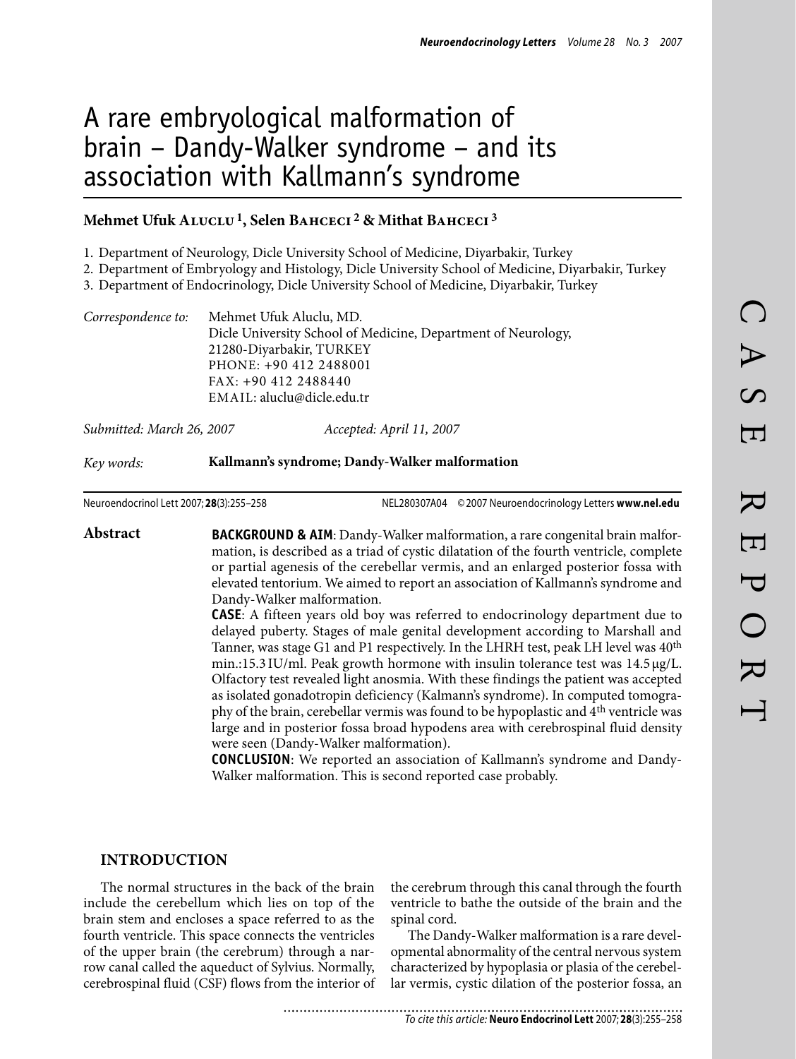# A rare embryological malformation of brain – Dandy-Walker syndrome – and its association with Kallmann's syndrome

**Mehmet Ufuk ALUCLU** [1], **Selen BAHCECI** [2] & **Mithat BAHCECI** [3]

1. Department of Neurology, Dicle University School of Medicine, Diyarbakir, Turkey
2. Department of Embryology and Histology, Dicle University School of Medicine, Diyarbakir, Turkey
3. Department of Endocrinology, Dicle University School of Medicine, Diyarbakir, Turkey

*Correspondence to:* Mehmet Ufuk Aluclu, MD.
Dicle University School of Medicine, Department of Neurology,
21280-Diyarbakir, TURKEY
PHONE: +90 412 2488001
FAX: +90 412 2488440
EMAIL: aluclu@dicle.edu.tr

*Submitted: March 26, 2007* *Accepted: April 11, 2007*

*Key words:* **Kallmann's syndrome; Dandy-Walker malformation**

## Abstract

**BACKGROUND & AIM**: Dandy-Walker malformation, a rare congenital brain malformation, is described as a triad of cystic dilatation of the fourth ventricle, complete or partial agenesis of the cerebellar vermis, and an enlarged posterior fossa with elevated tentorium. We aimed to report an association of Kallmann's syndrome and Dandy-Walker malformation.

**CASE**: A fifteen years old boy was referred to endocrinology department due to delayed puberty. Stages of male genital development according to Marshall and Tanner, was stage G1 and P1 respectively. In the LHRH test, peak LH level was 40$^{th}$ min.:15.3 IU/ml. Peak growth hormone with insulin tolerance test was 14.5 µg/L. Olfactory test revealed light anosmia. With these findings the patient was accepted as isolated gonadotropin deficiency (Kalmann's syndrome). In computed tomography of the brain, cerebellar vermis was found to be hypoplastic and 4$^{th}$ ventricle was large and in posterior fossa broad hypodens area with cerebrospinal fluid density were seen (Dandy-Walker malformation).

**CONCLUSION**: We reported an association of Kallmann's syndrome and Dandy-Walker malformation. This is second reported case probably.

## INTRODUCTION

The normal structures in the back of the brain include the cerebellum which lies on top of the brain stem and encloses a space referred to as the fourth ventricle. This space connects the ventricles of the upper brain (the cerebrum) through a narrow canal called the aqueduct of Sylvius. Normally, cerebrospinal fluid (CSF) flows from the interior of the cerebrum through this canal through the fourth ventricle to bathe the outside of the brain and the spinal cord.

The Dandy-Walker malformation is a rare developmental abnormality of the central nervous system characterized by hypoplasia or plasia of the cerebellar vermis, cystic dilation of the posterior fossa, an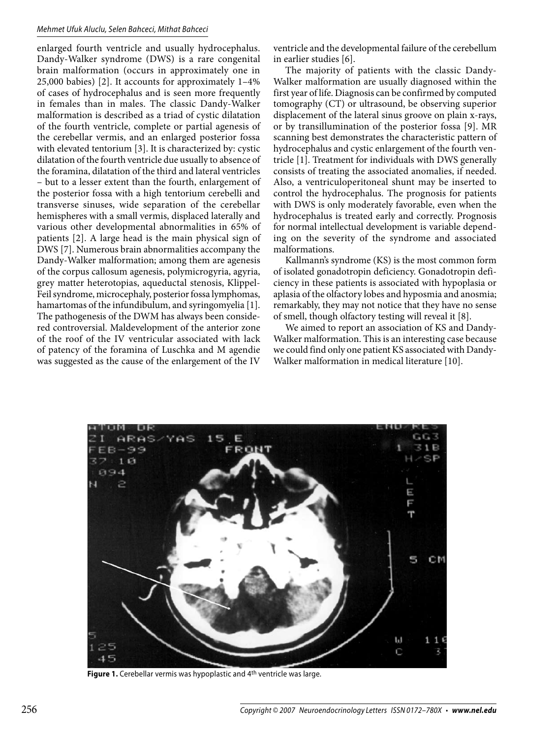enlarged fourth ventricle and usually hydrocephalus. Dandy-Walker syndrome (DWS) is a rare congenital brain malformation (occurs in approximately one in 25,000 babies) [2]. It accounts for approximately 1–4% of cases of hydrocephalus and is seen more frequently in females than in males. The classic Dandy-Walker malformation is described as a triad of cystic dilatation of the fourth ventricle, complete or partial agenesis of the cerebellar vermis, and an enlarged posterior fossa with elevated tentorium [3]. It is characterized by: cystic dilatation of the fourth ventricle due usually to absence of the foramina, dilatation of the third and lateral ventricles – but to a lesser extent than the fourth, enlargement of the posterior fossa with a high tentorium cerebelli and transverse sinuses, wide separation of the cerebellar hemispheres with a small vermis, displaced laterally and various other developmental abnormalities in 65% of patients [2]. A large head is the main physical sign of DWS [7]. Numerous brain abnormalities accompany the Dandy-Walker malformation; among them are agenesis of the corpus callosum agenesis, polymicrogyria, agyria, grey matter heterotopias, aqueductal stenosis, Klippel-Feil syndrome, microcephaly, posterior fossa lymphomas, hamartomas of the infundibulum, and syringomyelia [1]. The pathogenesis of the DWM has always been considered controversial. Maldevelopment of the anterior zone of the roof of the IV ventricular associated with lack of patency of the foramina of Luschka and M agendie was suggested as the cause of the enlargement of the IV ventricle and the developmental failure of the cerebellum in earlier studies [6].

The majority of patients with the classic Dandy-Walker malformation are usually diagnosed within the first year of life. Diagnosis can be confirmed by computed tomography (CT) or ultrasound, be observing superior displacement of the lateral sinus groove on plain x-rays, or by transillumination of the posterior fossa [9]. MR scanning best demonstrates the characteristic pattern of hydrocephalus and cystic enlargement of the fourth ventricle [1]. Treatment for individuals with DWS generally consists of treating the associated anomalies, if needed. Also, a ventriculoperitoneal shunt may be inserted to control the hydrocephalus. The prognosis for patients with DWS is only moderately favorable, even when the hydrocephalus is treated early and correctly. Prognosis for normal intellectual development is variable depending on the severity of the syndrome and associated malformations.

Kallmann's syndrome (KS) is the most common form of isolated gonadotropin deficiency. Gonadotropin deficiency in these patients is associated with hypoplasia or aplasia of the olfactory lobes and hyposmia and anosmia; remarkably, they may not notice that they have no sense of smell, though olfactory testing will reveal it [8].

We aimed to report an association of KS and Dandy-Walker malformation. This is an interesting case because we could find only one patient KS associated with Dandy-Walker malformation in medical literature [10].

**Figure 1.** Cerebellar vermis was hypoplastic and 4th ventricle was large.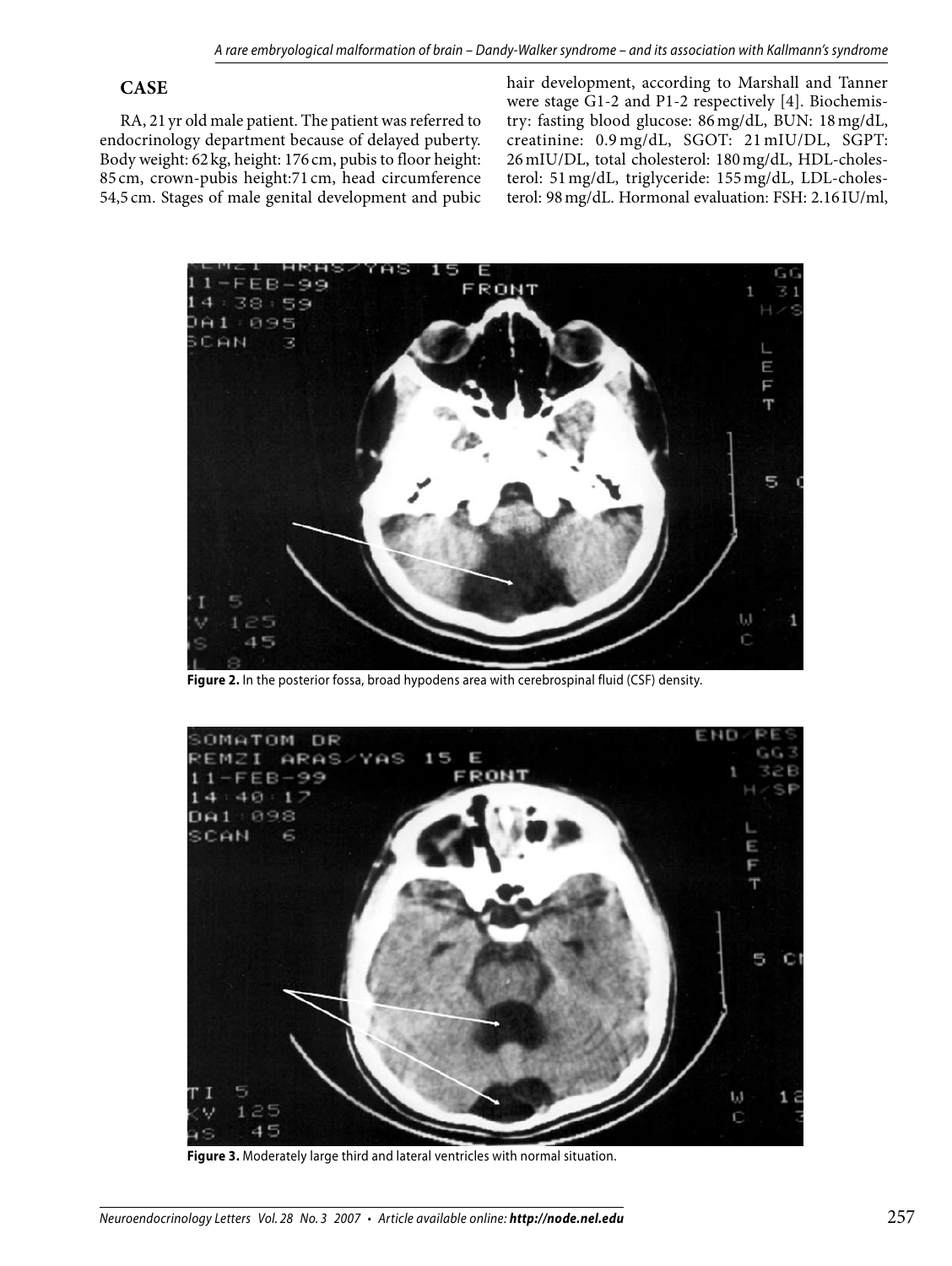## CASE

RA, 21 yr old male patient. The patient was referred to endocrinology department because of delayed puberty. Body weight: 62 kg, height: 176 cm, pubis to floor height: 85 cm, crown-pubis height: 71 cm, head circumference 54,5 cm. Stages of male genital development and pubic hair development, according to Marshall and Tanner were stage G1-2 and P1-2 respectively [4]. Biochemistry: fasting blood glucose: 86 mg/dL, BUN: 18 mg/dL, creatinine: 0.9 mg/dL, SGOT: 21 mIU/DL, SGPT: 26 mIU/DL, total cholesterol: 180 mg/dL, HDL-cholesterol: 51 mg/dL, triglyceride: 155 mg/dL, LDL-cholesterol: 98 mg/dL. Hormonal evaluation: FSH: 2.16 IU/ml,

**Figure 2.** In the posterior fossa, broad hypodens area with cerebrospinal fluid (CSF) density.

**Figure 3.** Moderately large third and lateral ventricles with normal situation.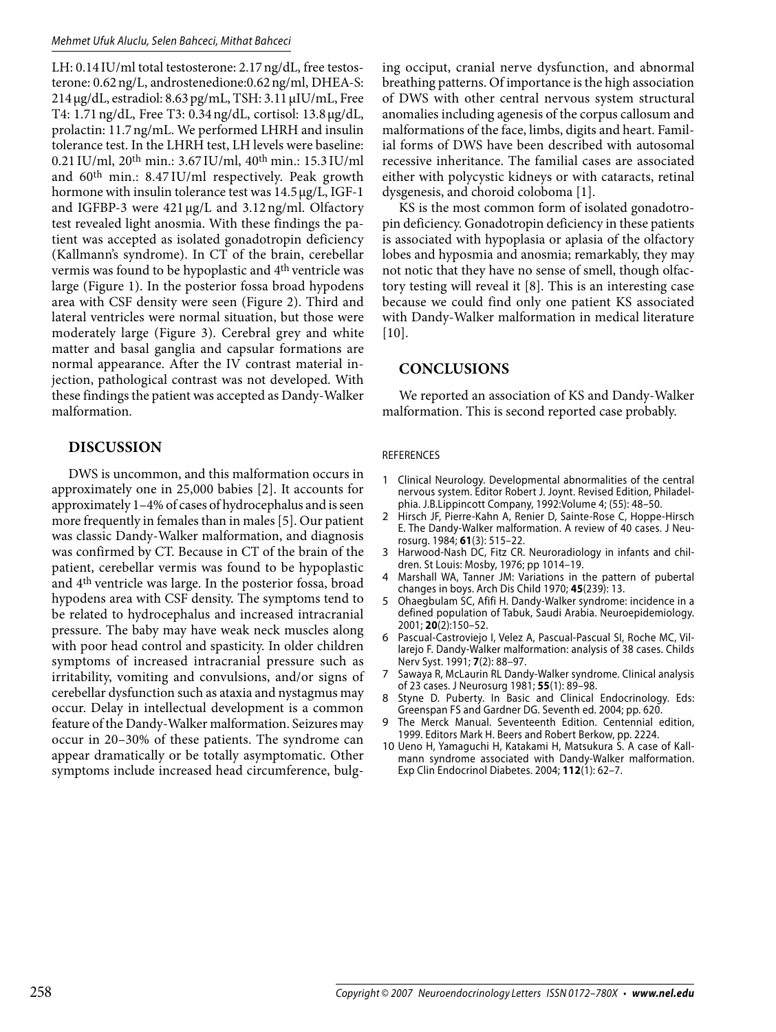LH: 0.14 IU/ml total testosterone: 2.17 ng/dL, free testosterone: 0.62 ng/L, androstenedione:0.62 ng/ml, DHEA-S: 214 μg/dL, estradiol: 8.63 pg/mL, TSH: 3.11 μIU/mL, Free T4: 1.71 ng/dL, Free T3: 0.34 ng/dL, cortisol: 13.8 μg/dL, prolactin: 11.7 ng/mL. We performed LHRH and insulin tolerance test. In the LHRH test, LH levels were baseline: 0.21 IU/ml, 20th min.: 3.67 IU/ml, 40th min.: 15.3 IU/ml and 60th min.: 8.47 IU/ml respectively. Peak growth hormone with insulin tolerance test was 14.5 μg/L, IGF-1 and IGFBP-3 were 421 μg/L and 3.12 ng/ml. Olfactory test revealed light anosmia. With these findings the patient was accepted as isolated gonadotropin deficiency (Kallmann's syndrome). In CT of the brain, cerebellar vermis was found to be hypoplastic and 4th ventricle was large (Figure 1). In the posterior fossa broad hypodens area with CSF density were seen (Figure 2). Third and lateral ventricles were normal situation, but those were moderately large (Figure 3). Cerebral grey and white matter and basal ganglia and capsular formations are normal appearance. After the IV contrast material injection, pathological contrast was not developed. With these findings the patient was accepted as Dandy-Walker malformation.

## DISCUSSION

DWS is uncommon, and this malformation occurs in approximately one in 25,000 babies [2]. It accounts for approximately 1–4% of cases of hydrocephalus and is seen more frequently in females than in males [5]. Our patient was classic Dandy-Walker malformation, and diagnosis was confirmed by CT. Because in CT of the brain of the patient, cerebellar vermis was found to be hypoplastic and 4th ventricle was large. In the posterior fossa, broad hypodens area with CSF density. The symptoms tend to be related to hydrocephalus and increased intracranial pressure. The baby may have weak neck muscles along with poor head control and spasticity. In older children symptoms of increased intracranial pressure such as irritability, vomiting and convulsions, and/or signs of cerebellar dysfunction such as ataxia and nystagmus may occur. Delay in intellectual development is a common feature of the Dandy-Walker malformation. Seizures may occur in 20–30% of these patients. The syndrome can appear dramatically or be totally asymptomatic. Other symptoms include increased head circumference, bulging occiput, cranial nerve dysfunction, and abnormal breathing patterns. Of importance is the high association of DWS with other central nervous system structural anomalies including agenesis of the corpus callosum and malformations of the face, limbs, digits and heart. Familial forms of DWS have been described with autosomal recessive inheritance. The familial cases are associated either with polycystic kidneys or with cataracts, retinal dysgenesis, and choroid coloboma [1].

KS is the most common form of isolated gonadotropin deficiency. Gonadotropin deficiency in these patients is associated with hypoplasia or aplasia of the olfactory lobes and hyposmia and anosmia; remarkably, they may not notic that they have no sense of smell, though olfactory testing will reveal it [8]. This is an interesting case because we could find only one patient KS associated with Dandy-Walker malformation in medical literature [10].

## CONCLUSIONS

We reported an association of KS and Dandy-Walker malformation. This is second reported case probably.

REFERENCES

1. Clinical Neurology. Developmental abnormalities of the central nervous system. Editor Robert J. Joynt. Revised Edition, Philadelphia. J.B.Lippincott Company, 1992:Volume 4; (55): 48–50.
2. Hirsch JF, Pierre-Kahn A, Renier D, Sainte-Rose C, Hoppe-Hirsch E. The Dandy-Walker malformation. A review of 40 cases. J Neurosurg. 1984; **61**(3): 515–22.
3. Harwood-Nash DC, Fitz CR. Neuroradiology in infants and children. St Louis: Mosby, 1976; pp 1014–19.
4. Marshall WA, Tanner JM: Variations in the pattern of pubertal changes in boys. Arch Dis Child 1970; **45**(239): 13.
5. Ohaegbulam SC, Afifi H. Dandy-Walker syndrome: incidence in a defined population of Tabuk, Saudi Arabia. Neuroepidemiology. 2001; **20**(2):150–52.
6. Pascual-Castroviejo I, Velez A, Pascual-Pascual SI, Roche MC, Villarejo F. Dandy-Walker malformation: analysis of 38 cases. Childs Nerv Syst. 1991; **7**(2): 88–97.
7. Sawaya R, McLaurin RL Dandy-Walker syndrome. Clinical analysis of 23 cases. J Neurosurg 1981; **55**(1): 89–98.
8. Styne D. Puberty. In Basic and Clinical Endocrinology. Eds: Greenspan FS and Gardner DG. Seventh ed. 2004; pp. 620.
9. The Merck Manual. Seventeenth Edition. Centennial edition, 1999. Editors Mark H. Beers and Robert Berkow, pp. 2224.
10. Ueno H, Yamaguchi H, Katakami H, Matsukura S. A case of Kallmann syndrome associated with Dandy-Walker malformation. Exp Clin Endocrinol Diabetes. 2004; **112**(1): 62–7.